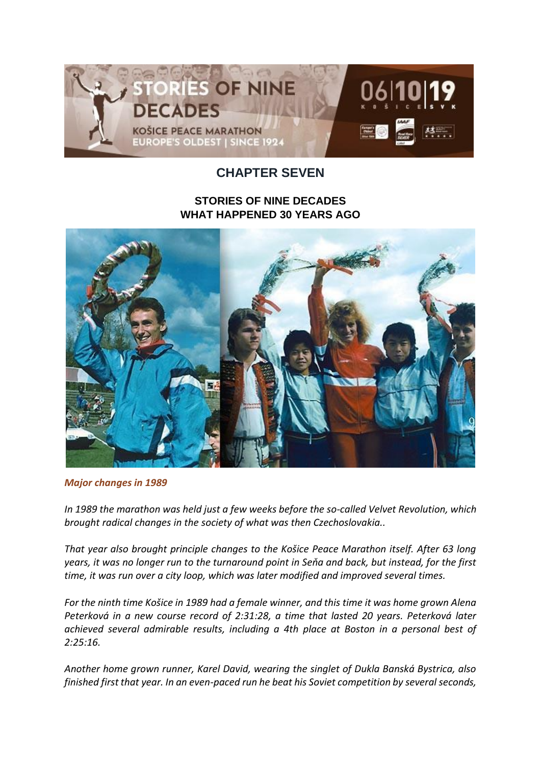# CHAPTER SEVEN

## STORIES OF NINE DECADES
## WHAT HAPPENED 30 YEARS AGO

***Major changes in 1989***

*In 1989 the marathon was held just a few weeks before the so-called Velvet Revolution, which brought radical changes in the society of what was then Czechoslovakia..*

*That year also brought principle changes to the Košice Peace Marathon itself. After 63 long years, it was no longer run to the turnaround point in Seňa and back, but instead, for the first time, it was run over a city loop, which was later modified and improved several times.*

*For the ninth time Košice in 1989 had a female winner, and this time it was home grown Alena Peterková in a new course record of 2:31:28, a time that lasted 20 years. Peterková later achieved several admirable results, including a 4th place at Boston in a personal best of 2:25:16.*

*Another home grown runner, Karel David, wearing the singlet of Dukla Banská Bystrica, also finished first that year. In an even-paced run he beat his Soviet competition by several seconds,*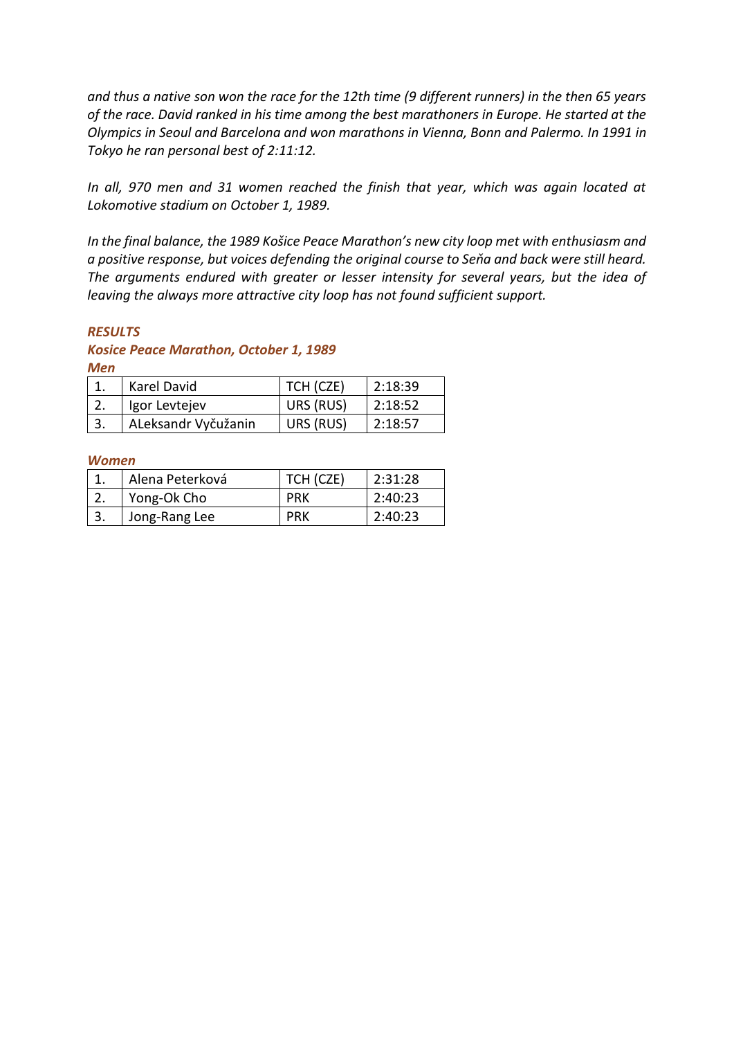*and thus a native son won the race for the 12th time (9 different runners) in the then 65 years of the race. David ranked in his time among the best marathoners in Europe. He started at the Olympics in Seoul and Barcelona and won marathons in Vienna, Bonn and Palermo. In 1991 in Tokyo he ran personal best of 2:11:12.*

*In all, 970 men and 31 women reached the finish that year, which was again located at Lokomotive stadium on October 1, 1989.*

*In the final balance, the 1989 Košice Peace Marathon's new city loop met with enthusiasm and a positive response, but voices defending the original course to Seňa and back were still heard. The arguments endured with greater or lesser intensity for several years, but the idea of leaving the always more attractive city loop has not found sufficient support.*

***RESULTS***

***Kosice Peace Marathon, October 1, 1989***

***Men***

| | | | |
|---|---|---|---|
| 1. | Karel David | TCH (CZE) | 2:18:39 |
| 2. | Igor Levtejev | URS (RUS) | 2:18:52 |
| 3. | ALeksandr Vyčužanin | URS (RUS) | 2:18:57 |

***Women***

| | | | |
|---|---|---|---|
| 1. | Alena Peterková | TCH (CZE) | 2:31:28 |
| 2. | Yong-Ok Cho | PRK | 2:40:23 |
| 3. | Jong-Rang Lee | PRK | 2:40:23 |